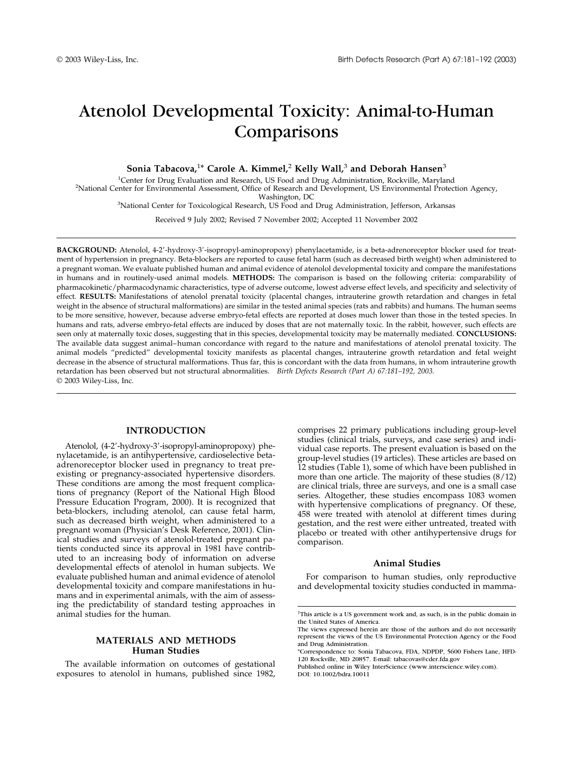# Atenolol Developmental Toxicity: Animal-to-Human Comparisons

**Sonia Tabacova,[1]* Carole A. Kimmel,[2] Kelly Wall,[3] and Deborah Hansen[3]**

[1]Center for Drug Evaluation and Research, US Food and Drug Administration, Rockville, Maryland
[2]National Center for Environmental Assessment, Office of Research and Development, US Environmental Protection Agency, Washington, DC
[3]National Center for Toxicological Research, US Food and Drug Administration, Jefferson, Arkansas

Received 9 July 2002; Revised 7 November 2002; Accepted 11 November 2002

**BACKGROUND:** Atenolol, 4-2′-hydroxy-3′-isopropyl-aminopropoxy) phenylacetamide, is a beta-adrenoreceptor blocker used for treatment of hypertension in pregnancy. Beta-blockers are reported to cause fetal harm (such as decreased birth weight) when administered to a pregnant woman. We evaluate published human and animal evidence of atenolol developmental toxicity and compare the manifestations in humans and in routinely-used animal models. **METHODS:** The comparison is based on the following criteria: comparability of pharmacokinetic/pharmacodynamic characteristics, type of adverse outcome, lowest adverse effect levels, and specificity and selectivity of effect. **RESULTS:** Manifestations of atenolol prenatal toxicity (placental changes, intrauterine growth retardation and changes in fetal weight in the absence of structural malformations) are similar in the tested animal species (rats and rabbits) and humans. The human seems to be more sensitive, however, because adverse embryo-fetal effects are reported at doses much lower than those in the tested species. In humans and rats, adverse embryo-fetal effects are induced by doses that are not maternally toxic. In the rabbit, however, such effects are seen only at maternally toxic doses, suggesting that in this species, developmental toxicity may be maternally mediated. **CONCLUSIONS:** The available data suggest animal–human concordance with regard to the nature and manifestations of atenolol prenatal toxicity. The animal models "predicted" developmental toxicity manifests as placental changes, intrauterine growth retardation and fetal weight decrease in the absence of structural malformations. Thus far, this is concordant with the data from humans, in whom intrauterine growth retardation has been observed but not structural abnormalities. *Birth Defects Research (Part A) 67:181–192, 2003.* © 2003 Wiley-Liss, Inc.

## INTRODUCTION

Atenolol, (4-2′-hydroxy-3′-isopropyl-aminopropoxy) phenylacetamide, is an antihypertensive, cardioselective beta-adrenoreceptor blocker used in pregnancy to treat pre-existing or pregnancy-associated hypertensive disorders. These conditions are among the most frequent complications of pregnancy (Report of the National High Blood Pressure Education Program, 2000). It is recognized that beta-blockers, including atenolol, can cause fetal harm, such as decreased birth weight, when administered to a pregnant woman (Physician's Desk Reference, 2001). Clinical studies and surveys of atenolol-treated pregnant patients conducted since its approval in 1981 have contributed to an increasing body of information on adverse developmental effects of atenolol in human subjects. We evaluate published human and animal evidence of atenolol developmental toxicity and compare manifestations in humans and in experimental animals, with the aim of assessing the predictability of standard testing approaches in animal studies for the human.

## MATERIALS AND METHODS

### Human Studies

The available information on outcomes of gestational exposures to atenolol in humans, published since 1982, comprises 22 primary publications including group-level studies (clinical trials, surveys, and case series) and individual case reports. The present evaluation is based on the group-level studies (19 articles). These articles are based on 12 studies (Table 1), some of which have been published in more than one article. The majority of these studies (8/12) are clinical trials, three are surveys, and one is a small case series. Altogether, these studies encompass 1083 women with hypertensive complications of pregnancy. Of these, 458 were treated with atenolol at different times during gestation, and the rest were either untreated, treated with placebo or treated with other antihypertensive drugs for comparison.

### Animal Studies

For comparison to human studies, only reproductive and developmental toxicity studies conducted in mamma-

---

†This article is a US government work and, as such, is in the public domain in the United States of America.

The views expressed herein are those of the authors and do not necessarily represent the views of the US Environmental Protection Agency or the Food and Drug Administration.

*Correspondence to: Sonia Tabacova, FDA, NDPDP, 5600 Fishers Lane, HFD-120 Rockville, MD 20857. E-mail: tabacovas@cder.fda.gov

Published online in Wiley InterScience (www.interscience.wiley.com).
DOI: 10.1002/bdra.10011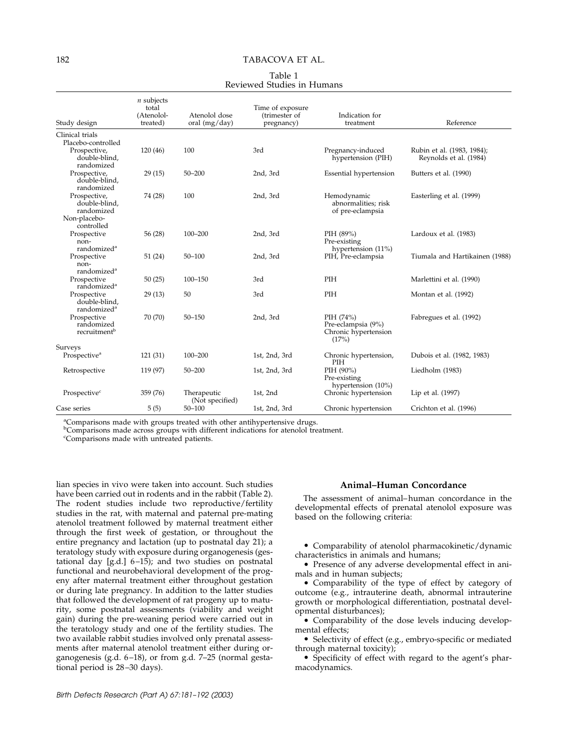Table 1
Reviewed Studies in Humans

| Study design | *n* subjects total (Atenolol-treated) | Atenolol dose oral (mg/day) | Time of exposure (trimester of pregnancy) | Indication for treatment | Reference |
|---|---|---|---|---|---|
| Clinical trials | | | | | |
| Placebo-controlled | | | | | |
| Prospective, double-blind, randomized | 120 (46) | 100 | 3rd | Pregnancy-induced hypertension (PIH) | Rubin et al. (1983, 1984); Reynolds et al. (1984) |
| Prospective, double-blind, randomized | 29 (15) | 50–200 | 2nd, 3rd | Essential hypertension | Butters et al. (1990) |
| Prospective, double-blind, randomized | 74 (28) | 100 | 2nd, 3rd | Hemodynamic abnormalities; risk of pre-eclampsia | Easterling et al. (1999) |
| Non-placebo-controlled | | | | | |
| Prospective non-randomized[a] | 56 (28) | 100–200 | 2nd, 3rd | PIH (89%) Pre-existing hypertension (11%) | Lardoux et al. (1983) |
| Prospective non-randomized[a] | 51 (24) | 50–100 | 2nd, 3rd | PIH, Pre-eclampsia | Tiumala and Hartikainen (1988) |
| Prospective randomized[a] | 50 (25) | 100–150 | 3rd | PIH | Marlettini et al. (1990) |
| Prospective double-blind, randomized[a] | 29 (13) | 50 | 3rd | PIH | Montan et al. (1992) |
| Prospective randomized recruitment[b] | 70 (70) | 50–150 | 2nd, 3rd | PIH (74%) Pre-eclampsia (9%) Chronic hypertension (17%) | Fabregues et al. (1992) |
| Surveys | | | | | |
| Prospective[a] | 121 (31) | 100–200 | 1st, 2nd, 3rd | Chronic hypertension, PIH | Dubois et al. (1982, 1983) |
| Retrospective | 119 (97) | 50–200 | 1st, 2nd, 3rd | PIH (90%) Pre-existing hypertension (10%) | Liedholm (1983) |
| Prospective[c] | 359 (76) | Therapeutic (Not specified) | 1st, 2nd | Chronic hypertension | Lip et al. (1997) |
| Case series | 5 (5) | 50–100 | 1st, 2nd, 3rd | Chronic hypertension | Crichton et al. (1996) |

[a]Comparisons made with groups treated with other antihypertensive drugs.
[b]Comparisons made across groups with different indications for atenolol treatment.
[c]Comparisons made with untreated patients.

lian species in vivo were taken into account. Such studies have been carried out in rodents and in the rabbit (Table 2). The rodent studies include two reproductive/fertility studies in the rat, with maternal and paternal pre-mating atenolol treatment followed by maternal treatment either through the first week of gestation, or throughout the entire pregnancy and lactation (up to postnatal day 21); a teratology study with exposure during organogenesis (gestational day [g.d.] 6–15); and two studies on postnatal functional and neurobehavioral development of the progeny after maternal treatment either throughout gestation or during late pregnancy. In addition to the latter studies that followed the development of rat progeny up to maturity, some postnatal assessments (viability and weight gain) during the pre-weaning period were carried out in the teratology study and one of the fertility studies. The two available rabbit studies involved only prenatal assessments after maternal atenolol treatment either during organogenesis (g.d. 6–18), or from g.d. 7–25 (normal gestational period is 28–30 days).

## Animal–Human Concordance

The assessment of animal–human concordance in the developmental effects of prenatal atenolol exposure was based on the following criteria:

- Comparability of atenolol pharmacokinetic/dynamic characteristics in animals and humans;
- Presence of any adverse developmental effect in animals and in human subjects;
- Comparability of the type of effect by category of outcome (e.g., intrauterine death, abnormal intrauterine growth or morphological differentiation, postnatal developmental disturbances);
- Comparability of the dose levels inducing developmental effects;
- Selectivity of effect (e.g., embryo-specific or mediated through maternal toxicity);
- Specificity of effect with regard to the agent's pharmacodynamics.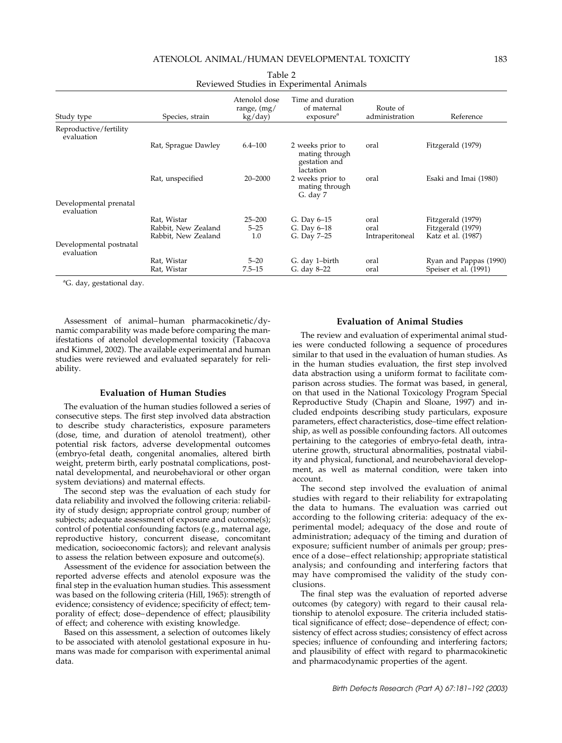Table 2
Reviewed Studies in Experimental Animals

| Study type | Species, strain | Atenolol dose range, (mg/kg/day) | Time and duration of maternal exposure[a] | Route of administration | Reference |
|---|---|---|---|---|---|
| Reproductive/fertility evaluation | | | | | |
| | Rat, Sprague Dawley | 6.4–100 | 2 weeks prior to mating through gestation and lactation | oral | Fitzgerald (1979) |
| | Rat, unspecified | 20–2000 | 2 weeks prior to mating through G. day 7 | oral | Esaki and Imai (1980) |
| Developmental prenatal evaluation | | | | | |
| | Rat, Wistar | 25–200 | G. Day 6–15 | oral | Fitzgerald (1979) |
| | Rabbit, New Zealand | 5–25 | G. Day 6–18 | oral | Fitzgerald (1979) |
| | Rabbit, New Zealand | 1.0 | G. Day 7–25 | Intraperitoneal | Katz et al. (1987) |
| Developmental postnatal evaluation | | | | | |
| | Rat, Wistar | 5–20 | G. day 1–birth | oral | Ryan and Pappas (1990) |
| | Rat, Wistar | 7.5–15 | G. day 8–22 | oral | Speiser et al. (1991) |

[a]G. day, gestational day.

Assessment of animal–human pharmacokinetic/dynamic comparability was made before comparing the manifestations of atenolol developmental toxicity (Tabacova and Kimmel, 2002). The available experimental and human studies were reviewed and evaluated separately for reliability.

### Evaluation of Human Studies

The evaluation of the human studies followed a series of consecutive steps. The first step involved data abstraction to describe study characteristics, exposure parameters (dose, time, and duration of atenolol treatment), other potential risk factors, adverse developmental outcomes (embryo-fetal death, congenital anomalies, altered birth weight, preterm birth, early postnatal complications, postnatal developmental, and neurobehavioral or other organ system deviations) and maternal effects.

The second step was the evaluation of each study for data reliability and involved the following criteria: reliability of study design; appropriate control group; number of subjects; adequate assessment of exposure and outcome(s); control of potential confounding factors (e.g., maternal age, reproductive history, concurrent disease, concomitant medication, socioeconomic factors); and relevant analysis to assess the relation between exposure and outcome(s).

Assessment of the evidence for association between the reported adverse effects and atenolol exposure was the final step in the evaluation human studies. This assessment was based on the following criteria (Hill, 1965): strength of evidence; consistency of evidence; specificity of effect; temporality of effect; dose–dependence of effect; plausibility of effect; and coherence with existing knowledge.

Based on this assessment, a selection of outcomes likely to be associated with atenolol gestational exposure in humans was made for comparison with experimental animal data.

### Evaluation of Animal Studies

The review and evaluation of experimental animal studies were conducted following a sequence of procedures similar to that used in the evaluation of human studies. As in the human studies evaluation, the first step involved data abstraction using a uniform format to facilitate comparison across studies. The format was based, in general, on that used in the National Toxicology Program Special Reproductive Study (Chapin and Sloane, 1997) and included endpoints describing study particulars, exposure parameters, effect characteristics, dose–time effect relationship, as well as possible confounding factors. All outcomes pertaining to the categories of embryo-fetal death, intrauterine growth, structural abnormalities, postnatal viability and physical, functional, and neurobehavioral development, as well as maternal condition, were taken into account.

The second step involved the evaluation of animal studies with regard to their reliability for extrapolating the data to humans. The evaluation was carried out according to the following criteria: adequacy of the experimental model; adequacy of the dose and route of administration; adequacy of the timing and duration of exposure; sufficient number of animals per group; presence of a dose–effect relationship; appropriate statistical analysis; and confounding and interfering factors that may have compromised the validity of the study conclusions.

The final step was the evaluation of reported adverse outcomes (by category) with regard to their causal relationship to atenolol exposure. The criteria included statistical significance of effect; dose–dependence of effect; consistency of effect across studies; consistency of effect across species; influence of confounding and interfering factors; and plausibility of effect with regard to pharmacokinetic and pharmacodynamic properties of the agent.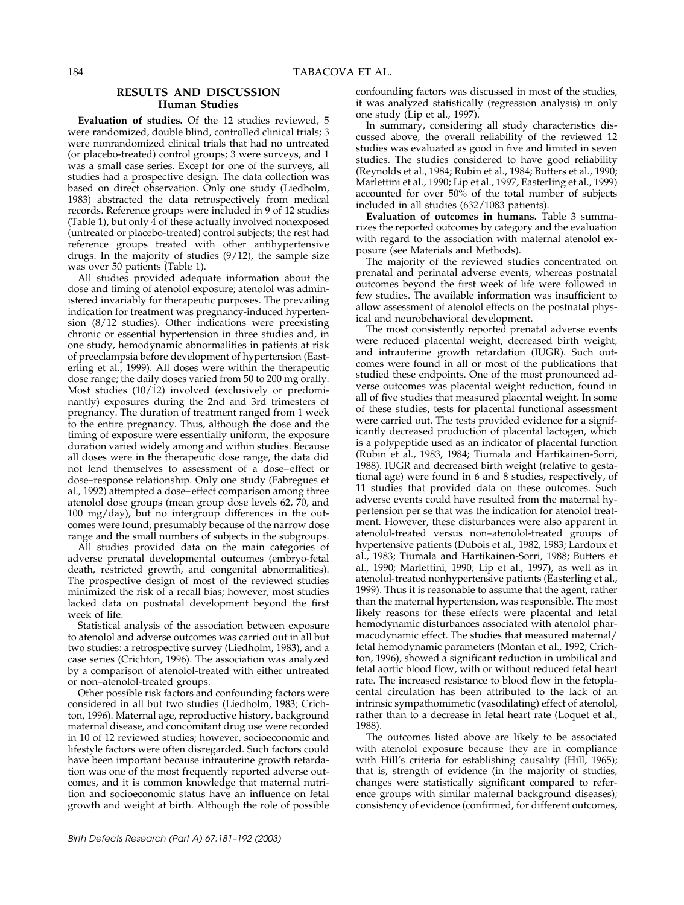## RESULTS AND DISCUSSION

### Human Studies

**Evaluation of studies.** Of the 12 studies reviewed, 5 were randomized, double blind, controlled clinical trials; 3 were nonrandomized clinical trials that had no untreated (or placebo-treated) control groups; 3 were surveys, and 1 was a small case series. Except for one of the surveys, all studies had a prospective design. The data collection was based on direct observation. Only one study (Liedholm, 1983) abstracted the data retrospectively from medical records. Reference groups were included in 9 of 12 studies (Table 1), but only 4 of these actually involved nonexposed (untreated or placebo-treated) control subjects; the rest had reference groups treated with other antihypertensive drugs. In the majority of studies (9/12), the sample size was over 50 patients (Table 1).

All studies provided adequate information about the dose and timing of atenolol exposure; atenolol was administered invariably for therapeutic purposes. The prevailing indication for treatment was pregnancy-induced hypertension (8/12 studies). Other indications were preexisting chronic or essential hypertension in three studies and, in one study, hemodynamic abnormalities in patients at risk of preeclampsia before development of hypertension (Easterling et al., 1999). All doses were within the therapeutic dose range; the daily doses varied from 50 to 200 mg orally. Most studies (10/12) involved (exclusively or predominantly) exposures during the 2nd and 3rd trimesters of pregnancy. The duration of treatment ranged from 1 week to the entire pregnancy. Thus, although the dose and the timing of exposure were essentially uniform, the exposure duration varied widely among and within studies. Because all doses were in the therapeutic dose range, the data did not lend themselves to assessment of a dose–effect or dose–response relationship. Only one study (Fabregues et al., 1992) attempted a dose–effect comparison among three atenolol dose groups (mean group dose levels 62, 70, and 100 mg/day), but no intergroup differences in the outcomes were found, presumably because of the narrow dose range and the small numbers of subjects in the subgroups.

All studies provided data on the main categories of adverse prenatal developmental outcomes (embryo-fetal death, restricted growth, and congenital abnormalities). The prospective design of most of the reviewed studies minimized the risk of a recall bias; however, most studies lacked data on postnatal development beyond the first week of life.

Statistical analysis of the association between exposure to atenolol and adverse outcomes was carried out in all but two studies: a retrospective survey (Liedholm, 1983), and a case series (Crichton, 1996). The association was analyzed by a comparison of atenolol-treated with either untreated or non–atenolol-treated groups.

Other possible risk factors and confounding factors were considered in all but two studies (Liedholm, 1983; Crichton, 1996). Maternal age, reproductive history, background maternal disease, and concomitant drug use were recorded in 10 of 12 reviewed studies; however, socioeconomic and lifestyle factors were often disregarded. Such factors could have been important because intrauterine growth retardation was one of the most frequently reported adverse outcomes, and it is common knowledge that maternal nutrition and socioeconomic status have an influence on fetal growth and weight at birth. Although the role of possible confounding factors was discussed in most of the studies, it was analyzed statistically (regression analysis) in only one study (Lip et al., 1997).

In summary, considering all study characteristics discussed above, the overall reliability of the reviewed 12 studies was evaluated as good in five and limited in seven studies. The studies considered to have good reliability (Reynolds et al., 1984; Rubin et al., 1984; Butters et al., 1990; Marlettini et al., 1990; Lip et al., 1997, Easterling et al., 1999) accounted for over 50% of the total number of subjects included in all studies (632/1083 patients).

**Evaluation of outcomes in humans.** Table 3 summarizes the reported outcomes by category and the evaluation with regard to the association with maternal atenolol exposure (see Materials and Methods).

The majority of the reviewed studies concentrated on prenatal and perinatal adverse events, whereas postnatal outcomes beyond the first week of life were followed in few studies. The available information was insufficient to allow assessment of atenolol effects on the postnatal physical and neurobehavioral development.

The most consistently reported prenatal adverse events were reduced placental weight, decreased birth weight, and intrauterine growth retardation (IUGR). Such outcomes were found in all or most of the publications that studied these endpoints. One of the most pronounced adverse outcomes was placental weight reduction, found in all of five studies that measured placental weight. In some of these studies, tests for placental functional assessment were carried out. The tests provided evidence for a significantly decreased production of placental lactogen, which is a polypeptide used as an indicator of placental function (Rubin et al., 1983, 1984; Tiumala and Hartikainen-Sorri, 1988). IUGR and decreased birth weight (relative to gestational age) were found in 6 and 8 studies, respectively, of 11 studies that provided data on these outcomes. Such adverse events could have resulted from the maternal hypertension per se that was the indication for atenolol treatment. However, these disturbances were also apparent in atenolol-treated versus non–atenolol-treated groups of hypertensive patients (Dubois et al., 1982, 1983; Lardoux et al., 1983; Tiumala and Hartikainen-Sorri, 1988; Butters et al., 1990; Marlettini, 1990; Lip et al., 1997), as well as in atenolol-treated nonhypertensive patients (Easterling et al., 1999). Thus it is reasonable to assume that the agent, rather than the maternal hypertension, was responsible. The most likely reasons for these effects were placental and fetal hemodynamic disturbances associated with atenolol pharmacodynamic effect. The studies that measured maternal/fetal hemodynamic parameters (Montan et al., 1992; Crichton, 1996), showed a significant reduction in umbilical and fetal aortic blood flow, with or without reduced fetal heart rate. The increased resistance to blood flow in the fetoplacental circulation has been attributed to the lack of an intrinsic sympathomimetic (vasodilating) effect of atenolol, rather than to a decrease in fetal heart rate (Loquet et al., 1988).

The outcomes listed above are likely to be associated with atenolol exposure because they are in compliance with Hill's criteria for establishing causality (Hill, 1965); that is, strength of evidence (in the majority of studies, changes were statistically significant compared to reference groups with similar maternal background diseases); consistency of evidence (confirmed, for different outcomes,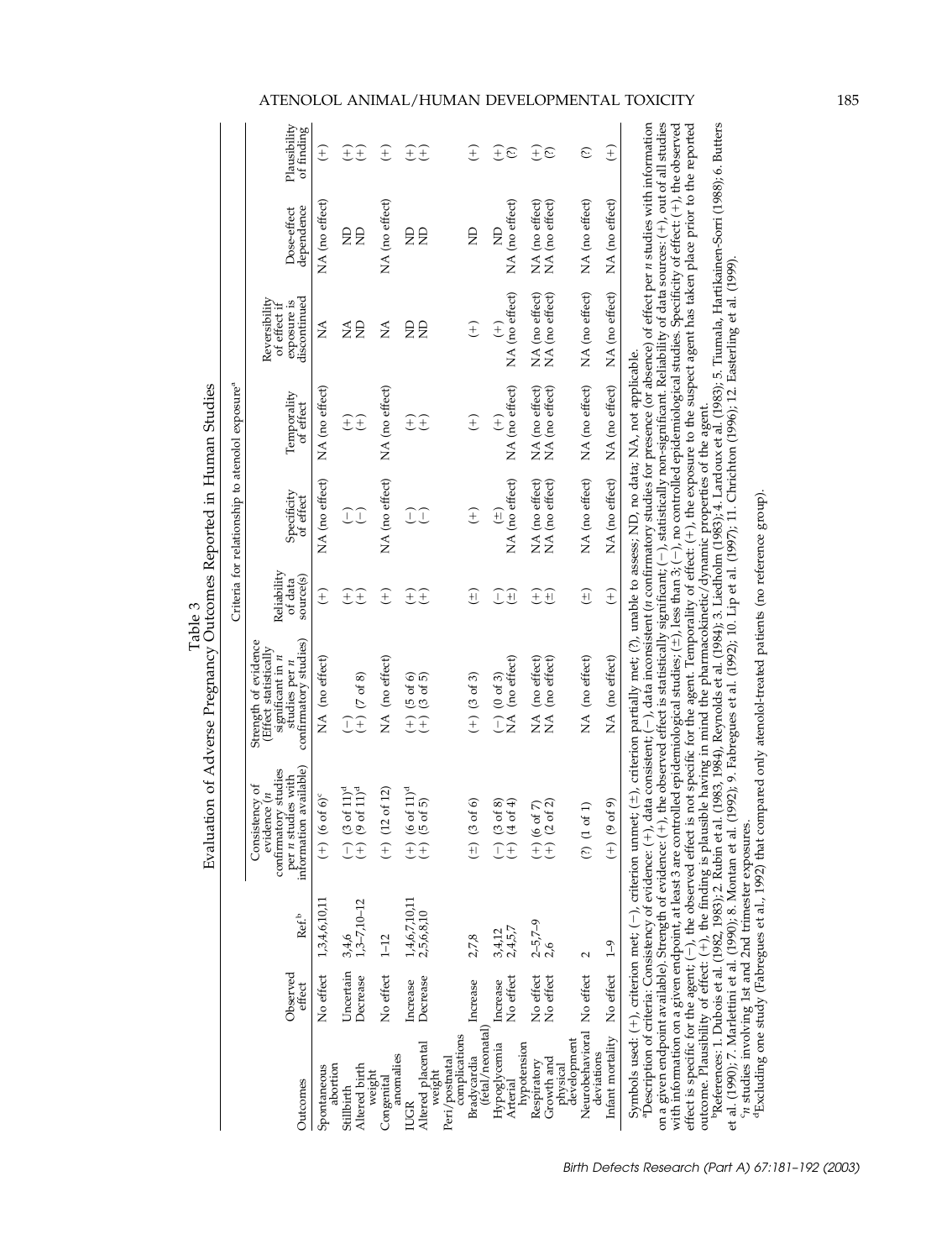Table 3
Evaluation of Adverse Pregnancy Outcomes Reported in Human Studies

| Outcomes | Observed effect | Ref.[b] | Criteria for relationship to atenolol exposure[a] | | | | | | | |
|---|---|---|---|---|---|---|---|---|---|---|
| | | | Consistency of evidence (n confirmatory studies per n studies with information available) | Strength of evidence (Effect statistically significant in n studies per n confirmatory studies) | Reliability of data source(s) | Specificity of effect | Temporality of effect | Reversibility of effect if exposure is discontinued | Dose-effect dependence | Plausibility of finding |
| Spontaneous abortion | No effect | 1,3,4,6,10,11 | (+) (6 of 6)[c] | NA (no effect) | (+) | NA (no effect) | NA (no effect) | NA | NA (no effect) | (+) |
| Stillbirth | Uncertain | 3,4,6 | (−) (3 of 11)[d] | (−) | (+) | (−) | (+) | NA | ND | (+) |
| Altered birth weight | Decrease | 1,3–7,10–12 | (+) (9 of 11)[d] | (+) (7 of 8) | (+) | (−) | (+) | ND | ND | (+) |
| Congenital anomalies | No effect | 1–12 | (+) (12 of 12) | NA (no effect) | (+) | NA (no effect) | NA (no effect) | NA | NA (no effect) | (+) |
| IUGR | Increase | 1,4,6,7,10,11 | (+) (6 of 11)[d] | (+) (5 of 6) | (+) | (−) | (+) | ND | ND | (+) |
| Altered placental weight | Decrease | 2,5,6,8,10 | (+) (5 of 5) | (+) (3 of 5) | (+) | (−) | (+) | ND | ND | (+) |
| Peri/postnatal complications | | | | | | | | | | |
| Bradycardia (fetal/neonatal) | Increase | 2,7,8 | (±) (3 of 6) | (+) (3 of 3) | (±) | (+) | (+) | (+) | ND | (+) |
| Hypoglycemia | Increase | 3,4,12 | (−) (3 of 8) | (−) (0 of 3) | (−) | (±) | (+) | (+) | ND | (+) |
| Arterial hypotension | No effect | 2,4,5,7 | (+) (4 of 4) | NA (no effect) | (±) | NA (no effect) | NA (no effect) | NA (no effect) | NA (no effect) | (?) |
| Respiratory | No effect | 2–5,7–9 | (+) (6 of 7) | NA (no effect) | (+) | NA (no effect) | NA (no effect) | NA (no effect) | NA (no effect) | (+) |
| Growth and physical development | No effect | 2,6 | (+) (2 of 2) | NA (no effect) | (±) | NA (no effect) | NA (no effect) | NA (no effect) | NA (no effect) | (?) |
| Neurobehavioral deviations | No effect | 2 | (?) (1 of 1) | NA (no effect) | (±) | NA (no effect) | NA (no effect) | NA (no effect) | NA (no effect) | (?) |
| Infant mortality | No effect | 1–9 | (+) (9 of 9) | NA (no effect) | (+) | NA (no effect) | NA (no effect) | NA (no effect) | NA (no effect) | (+) |

Symbols used: (+), criterion met; (−), criterion unmet; (±), criterion partially met; (?), unable to assess; ND, no data; NA, not applicable.

[a]Description of criteria: Consistency of evidence: (+), data consistent; (−), data inconsistent (n confirmatory studies for presence (or absence) of effect per n studies with information on a given endpoint available). Strength of evidence: (+), the observed effect is statistically significant; (−), statistically non-significant. Reliability of data sources: (+), out of all studies with information on a given endpoint, at least 3 are controlled epidemiological studies; (±), less than 3; (−), no controlled epidemiological studies. Specificity of effect: (+), the observed effect is specific for the agent; (−), the observed effect is not specific for the agent. Temporality of effect: (+), the exposure to the suspect agent has taken place prior to the reported outcome. Plausibility of effect: (+), the finding is plausible having in mind the pharmacokinetic/dynamic properties of the agent.

[b]References: 1. Dubois et al. (1982, 1983); 2. Rubin et al. (1983, 1984), Reynolds et al. (1984); 3. Liedholm (1983); 4. Lardoux et al. (1983); 5. Tiumala, Hartikainen-Sorri (1988); 6. Butters et al. (1990); 7. Marlettini et al. (1990); 8. Montan et al. (1992); 9. Fabregues et al. (1992); 10. Lip et al. (1997); 11. Crichton (1996); 12. Easterling et al. (1999).

[c]n studies involving 1st and 2nd trimester exposures.

[d]Excluding one study (Fabregues et al., 1992) that compared only atenolol-treated patients (no reference group).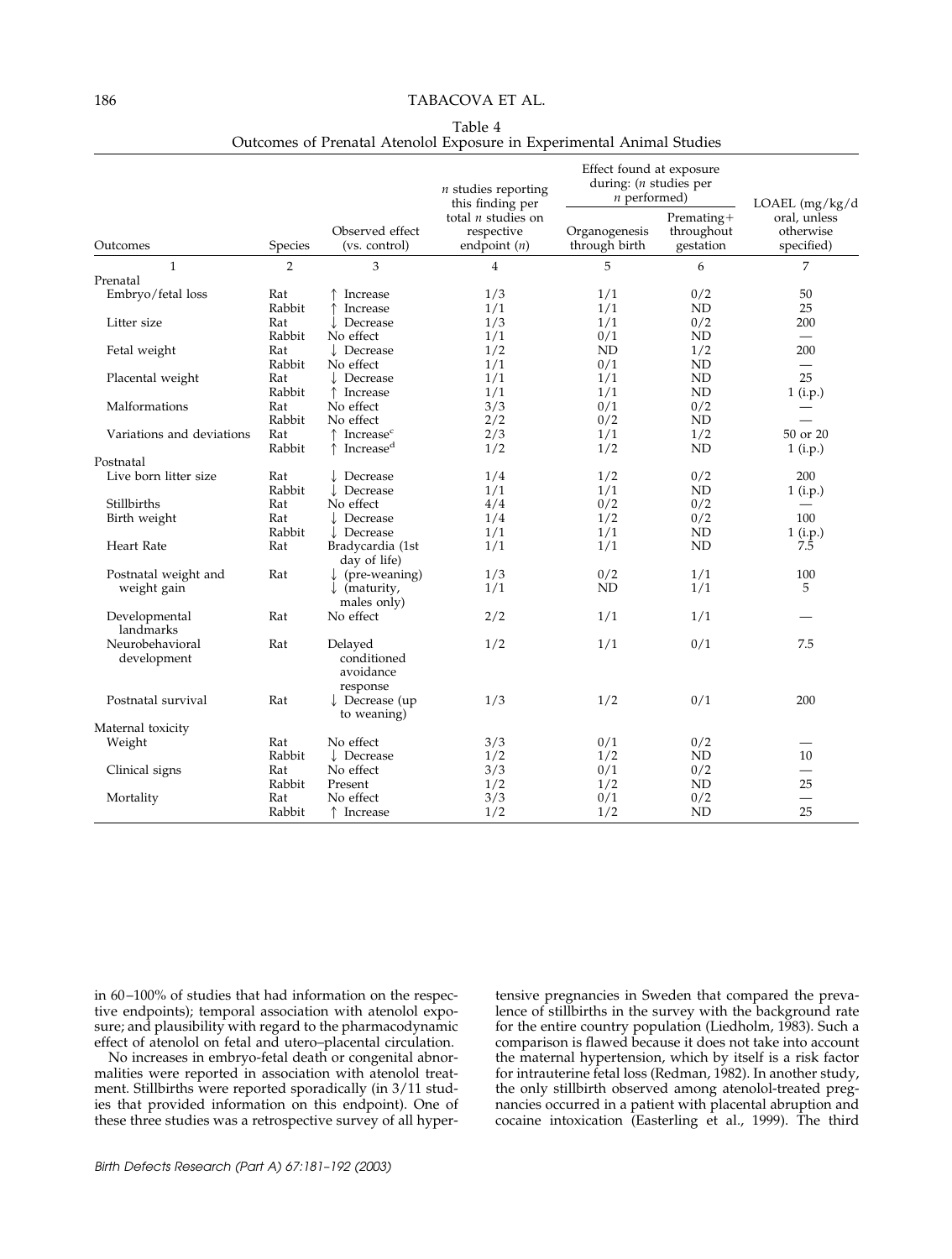Table 4
Outcomes of Prenatal Atenolol Exposure in Experimental Animal Studies

| Outcomes | Species | Observed effect (vs. control) | *n* studies reporting this finding per total *n* studies on respective endpoint (*n*) | Effect found at exposure during: (*n* studies per *n* performed) Organogenesis through birth | Premating+ throughout gestation | LOAEL (mg/kg/d oral, unless otherwise specified) |
|---|---|---|---|---|---|---|
| 1 | 2 | 3 | 4 | 5 | 6 | 7 |
| Prenatal | | | | | | |
| Embryo/fetal loss | Rat | ↑ Increase | 1/3 | 1/1 | 0/2 | 50 |
| | Rabbit | ↑ Increase | 1/1 | 1/1 | ND | 25 |
| Litter size | Rat | ↓ Decrease | 1/3 | 1/1 | 0/2 | 200 |
| | Rabbit | No effect | 1/1 | 0/1 | ND | — |
| Fetal weight | Rat | ↓ Decrease | 1/2 | ND | 1/2 | 200 |
| | Rabbit | No effect | 1/1 | 0/1 | ND | — |
| Placental weight | Rat | ↓ Decrease | 1/1 | 1/1 | ND | 25 |
| | Rabbit | ↑ Increase | 1/1 | 1/1 | ND | 1 (i.p.) |
| Malformations | Rat | No effect | 3/3 | 0/1 | 0/2 | — |
| | Rabbit | No effect | 2/2 | 0/2 | ND | — |
| Variations and deviations | Rat | ↑ Increase[c] | 2/3 | 1/1 | 1/2 | 50 or 20 |
| | Rabbit | ↑ Increase[d] | 1/2 | 1/2 | ND | 1 (i.p.) |
| Postnatal | | | | | | |
| Live born litter size | Rat | ↓ Decrease | 1/4 | 1/2 | 0/2 | 200 |
| | Rabbit | ↓ Decrease | 1/1 | 1/1 | ND | 1 (i.p.) |
| Stillbirths | Rat | No effect | 4/4 | 0/2 | 0/2 | — |
| Birth weight | Rat | ↓ Decrease | 1/4 | 1/2 | 0/2 | 100 |
| | Rabbit | ↓ Decrease | 1/1 | 1/1 | ND | 1 (i.p.) |
| Heart Rate | Rat | Bradycardia (1st day of life) | 1/1 | 1/1 | ND | 7.5 |
| Postnatal weight and weight gain | Rat | ↓ (pre-weaning) | 1/3 | 0/2 | 1/1 | 100 |
| | | ↓ (maturity, males only) | 1/1 | ND | 1/1 | 5 |
| Developmental landmarks | Rat | No effect | 2/2 | 1/1 | 1/1 | — |
| Neurobehavioral development | Rat | Delayed conditioned avoidance response | 1/2 | 1/1 | 0/1 | 7.5 |
| Postnatal survival | Rat | ↓ Decrease (up to weaning) | 1/3 | 1/2 | 0/1 | 200 |
| Maternal toxicity | | | | | | |
| Weight | Rat | No effect | 3/3 | 0/1 | 0/2 | — |
| | Rabbit | ↓ Decrease | 1/2 | 1/2 | ND | 10 |
| Clinical signs | Rat | No effect | 3/3 | 0/1 | 0/2 | — |
| | Rabbit | Present | 1/2 | 1/2 | ND | 25 |
| Mortality | Rat | No effect | 3/3 | 0/1 | 0/2 | — |
| | Rabbit | ↑ Increase | 1/2 | 1/2 | ND | 25 |

in 60–100% of studies that had information on the respective endpoints); temporal association with atenolol exposure; and plausibility with regard to the pharmacodynamic effect of atenolol on fetal and utero–placental circulation.

No increases in embryo-fetal death or congenital abnormalities were reported in association with atenolol treatment. Stillbirths were reported sporadically (in 3/11 studies that provided information on this endpoint). One of these three studies was a retrospective survey of all hypertensive pregnancies in Sweden that compared the prevalence of stillbirths in the survey with the background rate for the entire country population (Liedholm, 1983). Such a comparison is flawed because it does not take into account the maternal hypertension, which by itself is a risk factor for intrauterine fetal loss (Redman, 1982). In another study, the only stillbirth observed among atenolol-treated pregnancies occurred in a patient with placental abruption and cocaine intoxication (Easterling et al., 1999). The third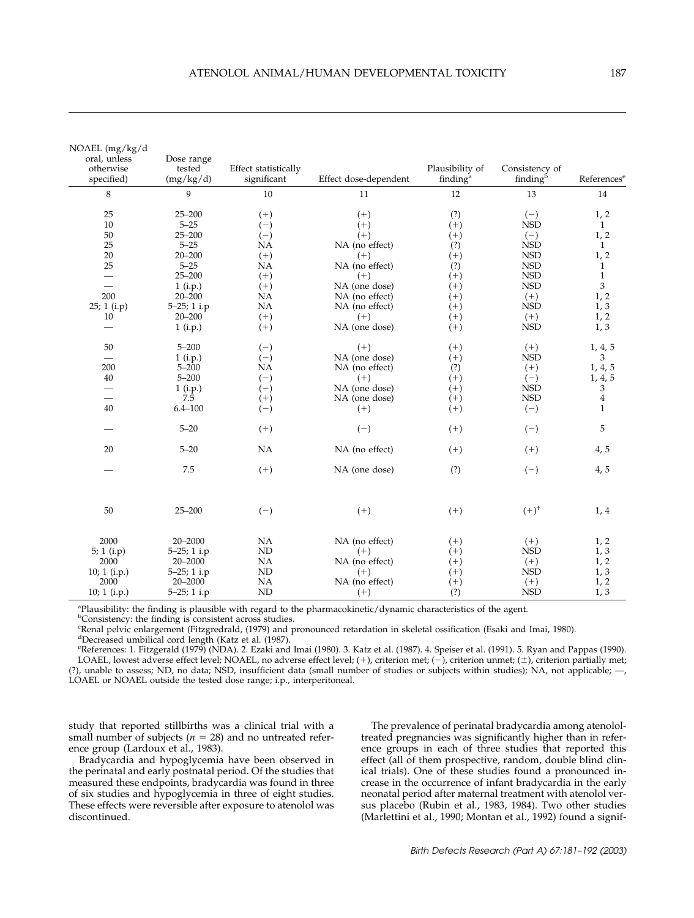| NOAEL (mg/kg/d oral, unless otherwise specified) | Dose range tested (mg/kg/d) | Effect statistically significant | Effect dose-dependent | Plausibility of finding[a] | Consistency of finding[b] | References[e] |
|---|---|---|---|---|---|---|
| 8 | 9 | 10 | 11 | 12 | 13 | 14 |
| 25 | 25–200 | (+) | (+) | (?) | (−) | 1, 2 |
| 10 | 5–25 | (−) | (+) | (+) | NSD | 1 |
| 50 | 25–200 | (−) | (+) | (+) | (−) | 1, 2 |
| 25 | 5–25 | NA | NA (no effect) | (?) | NSD | 1 |
| 20 | 20–200 | (+) | (+) | (+) | NSD | 1, 2 |
| 25 | 5–25 | NA | NA (no effect) | (?) | NSD | 1 |
| — | 25–200 | (+) | (+) | (+) | NSD | 1 |
| — | 1 (i.p.) | (+) | NA (one dose) | (+) | NSD | 3 |
| 200 | 20–200 | NA | NA (no effect) | (+) | (+) | 1, 2 |
| 25; 1 (i.p) | 5–25; 1 i.p | NA | NA (no effect) | (+) | NSD | 1, 3 |
| 10 | 20–200 | (+) | (+) | (+) | (+) | 1, 2 |
| — | 1 (i.p.) | (+) | NA (one dose) | (+) | NSD | 1, 3 |
| 50 | 5–200 | (−) | (+) | (+) | (+) | 1, 4, 5 |
| — | 1 (i.p.) | (−) | NA (one dose) | (+) | NSD | 3 |
| 200 | 5–200 | NA | NA (no effect) | (?) | (+) | 1, 4, 5 |
| 40 | 5–200 | (−) | (+) | (+) | (−) | 1, 4, 5 |
| — | 1 (i.p.) | (−) | NA (one dose) | (+) | NSD | 3 |
| — | 7.5 | (+) | NA (one dose) | (+) | NSD | 4 |
| 40 | 6.4–100 | (−) | (+) | (+) | (−) | 1 |
| — | 5–20 | (+) | (−) | (+) | (−) | 5 |
| 20 | 5–20 | NA | NA (no effect) | (+) | (+) | 4, 5 |
| — | 7.5 | (+) | NA (one dose) | (?) | (−) | 4, 5 |
| 50 | 25–200 | (−) | (+) | (+) | (+)[†] | 1, 4 |
| 2000 | 20–2000 | NA | NA (no effect) | (+) | (+) | 1, 2 |
| 5; 1 (i.p) | 5–25; 1 i.p | ND | (+) | (+) | NSD | 1, 3 |
| 2000 | 20–2000 | NA | NA (no effect) | (+) | (+) | 1, 2 |
| 10; 1 (i.p.) | 5–25; 1 i.p | ND | (+) | (+) | NSD | 1, 3 |
| 2000 | 20–2000 | NA | NA (no effect) | (+) | (+) | 1, 2 |
| 10; 1 (i.p.) | 5–25; 1 i.p | ND | (+) | (?) | NSD | 1, 3 |

[a]Plausibility: the finding is plausible with regard to the pharmacokinetic/dynamic characteristics of the agent.
[b]Consistency: the finding is consistent across studies.
[c]Renal pelvic enlargement (Fitzgredrald, (1979) and pronounced retardation in skeletal ossification (Esaki and Imai, 1980).
[d]Decreased umbilical cord length (Katz et al. (1987).
[e]References: 1. Fitzgerald (1979) (NDA). 2. Ezaki and Imai (1980). 3. Katz et al. (1987). 4. Speiser et al. (1991). 5. Ryan and Pappas (1990).
LOAEL, lowest adverse effect level; NOAEL, no adverse effect level; (+), criterion met; (−), criterion unmet; (±), criterion partially met; (?), unable to assess; ND, no data; NSD, insufficient data (small number of studies or subjects within studies); NA, not applicable; —, LOAEL or NOAEL outside the tested dose range; i.p., interperitoneal.

study that reported stillbirths was a clinical trial with a small number of subjects ($n = 28$) and no untreated reference group (Lardoux et al., 1983).

Bradycardia and hypoglycemia have been observed in the perinatal and early postnatal period. Of the studies that measured these endpoints, bradycardia was found in three of six studies and hypoglycemia in three of eight studies. These effects were reversible after exposure to atenolol was discontinued.

The prevalence of perinatal bradycardia among atenolol-treated pregnancies was significantly higher than in reference groups in each of three studies that reported this effect (all of them prospective, random, double blind clinical trials). One of these studies found a pronounced increase in the occurrence of infant bradycardia in the early neonatal period after maternal treatment with atenolol versus placebo (Rubin et al., 1983, 1984). Two other studies (Marlettini et al., 1990; Montan et al., 1992) found a signif-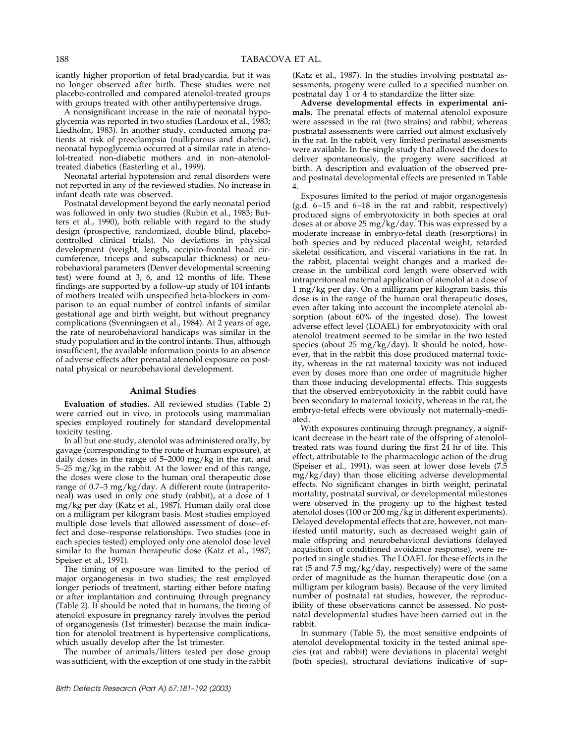icantly higher proportion of fetal bradycardia, but it was no longer observed after birth. These studies were not placebo-controlled and compared atenolol-treated groups with groups treated with other antihypertensive drugs.

A nonsignificant increase in the rate of neonatal hypoglycemia was reported in two studies (Lardoux et al., 1983; Liedholm, 1983). In another study, conducted among patients at risk of preeclampsia (nulliparous and diabetic), neonatal hypoglycemia occurred at a similar rate in atenolol-treated non-diabetic mothers and in non–atenolol-treated diabetics (Easterling et al., 1999).

Neonatal arterial hypotension and renal disorders were not reported in any of the reviewed studies. No increase in infant death rate was observed.

Postnatal development beyond the early neonatal period was followed in only two studies (Rubin et al., 1983; Butters et al., 1990), both reliable with regard to the study design (prospective, randomized, double blind, placebo-controlled clinical trials). No deviations in physical development (weight, length, occipito-frontal head circumference, triceps and subscapular thickness) or neurobehavioral parameters (Denver developmental screening test) were found at 3, 6, and 12 months of life. These findings are supported by a follow-up study of 104 infants of mothers treated with unspecified beta-blockers in comparison to an equal number of control infants of similar gestational age and birth weight, but without pregnancy complications (Svenningsen et al., 1984). At 2 years of age, the rate of neurobehavioral handicaps was similar in the study population and in the control infants. Thus, although insufficient, the available information points to an absence of adverse effects after prenatal atenolol exposure on postnatal physical or neurobehavioral development.

## Animal Studies

**Evaluation of studies.** All reviewed studies (Table 2) were carried out in vivo, in protocols using mammalian species employed routinely for standard developmental toxicity testing.

In all but one study, atenolol was administered orally, by gavage (corresponding to the route of human exposure), at daily doses in the range of 5–2000 mg/kg in the rat, and 5–25 mg/kg in the rabbit. At the lower end of this range, the doses were close to the human oral therapeutic dose range of 0.7–3 mg/kg/day. A different route (intraperitoneal) was used in only one study (rabbit), at a dose of 1 mg/kg per day (Katz et al., 1987). Human daily oral dose on a milligram per kilogram basis. Most studies employed multiple dose levels that allowed assessment of dose–effect and dose–response relationships. Two studies (one in each species tested) employed only one atenolol dose level similar to the human therapeutic dose (Katz et al., 1987; Speiser et al., 1991).

The timing of exposure was limited to the period of major organogenesis in two studies; the rest employed longer periods of treatment, starting either before mating or after implantation and continuing through pregnancy (Table 2). It should be noted that in humans, the timing of atenolol exposure in pregnancy rarely involves the period of organogenesis (1st trimester) because the main indication for atenolol treatment is hypertensive complications, which usually develop after the 1st trimester.

The number of animals/litters tested per dose group was sufficient, with the exception of one study in the rabbit (Katz et al., 1987). In the studies involving postnatal assessments, progeny were culled to a specified number on postnatal day 1 or 4 to standardize the litter size.

**Adverse developmental effects in experimental animals.** The prenatal effects of maternal atenolol exposure were assessed in the rat (two strains) and rabbit, whereas postnatal assessments were carried out almost exclusively in the rat. In the rabbit, very limited perinatal assessments were available. In the single study that allowed the does to deliver spontaneously, the progeny were sacrificed at birth. A description and evaluation of the observed pre- and postnatal developmental effects are presented in Table 4.

Exposures limited to the period of major organogenesis (g.d. 6–15 and 6–18 in the rat and rabbit, respectively) produced signs of embryotoxicity in both species at oral doses at or above 25 mg/kg/day. This was expressed by a moderate increase in embryo-fetal death (resorptions) in both species and by reduced placental weight, retarded skeletal ossification, and visceral variations in the rat. In the rabbit, placental weight changes and a marked decrease in the umbilical cord length were observed with intraperitoneal maternal application of atenolol at a dose of 1 mg/kg per day. On a milligram per kilogram basis, this dose is in the range of the human oral therapeutic doses, even after taking into account the incomplete atenolol absorption (about 60% of the ingested dose). The lowest adverse effect level (LOAEL) for embryotoxicity with oral atenolol treatment seemed to be similar in the two tested species (about 25 mg/kg/day). It should be noted, however, that in the rabbit this dose produced maternal toxicity, whereas in the rat maternal toxicity was not induced even by doses more than one order of magnitude higher than those inducing developmental effects. This suggests that the observed embryotoxicity in the rabbit could have been secondary to maternal toxicity, whereas in the rat, the embryo-fetal effects were obviously not maternally-mediated.

With exposures continuing through pregnancy, a significant decrease in the heart rate of the offspring of atenolol-treated rats was found during the first 24 hr of life. This effect, attributable to the pharmacologic action of the drug (Speiser et al., 1991), was seen at lower dose levels (7.5 mg/kg/day) than those eliciting adverse developmental effects. No significant changes in birth weight, perinatal mortality, postnatal survival, or developmental milestones were observed in the progeny up to the highest tested atenolol doses (100 or 200 mg/kg in different experiments). Delayed developmental effects that are, however, not manifested until maturity, such as decreased weight gain of male offspring and neurobehavioral deviations (delayed acquisition of conditioned avoidance response), were reported in single studies. The LOAEL for these effects in the rat (5 and 7.5 mg/kg/day, respectively) were of the same order of magnitude as the human therapeutic dose (on a milligram per kilogram basis). Because of the very limited number of postnatal rat studies, however, the reproducibility of these observations cannot be assessed. No postnatal developmental studies have been carried out in the rabbit.

In summary (Table 5), the most sensitive endpoints of atenolol developmental toxicity in the tested animal species (rat and rabbit) were deviations in placental weight (both species), structural deviations indicative of sup-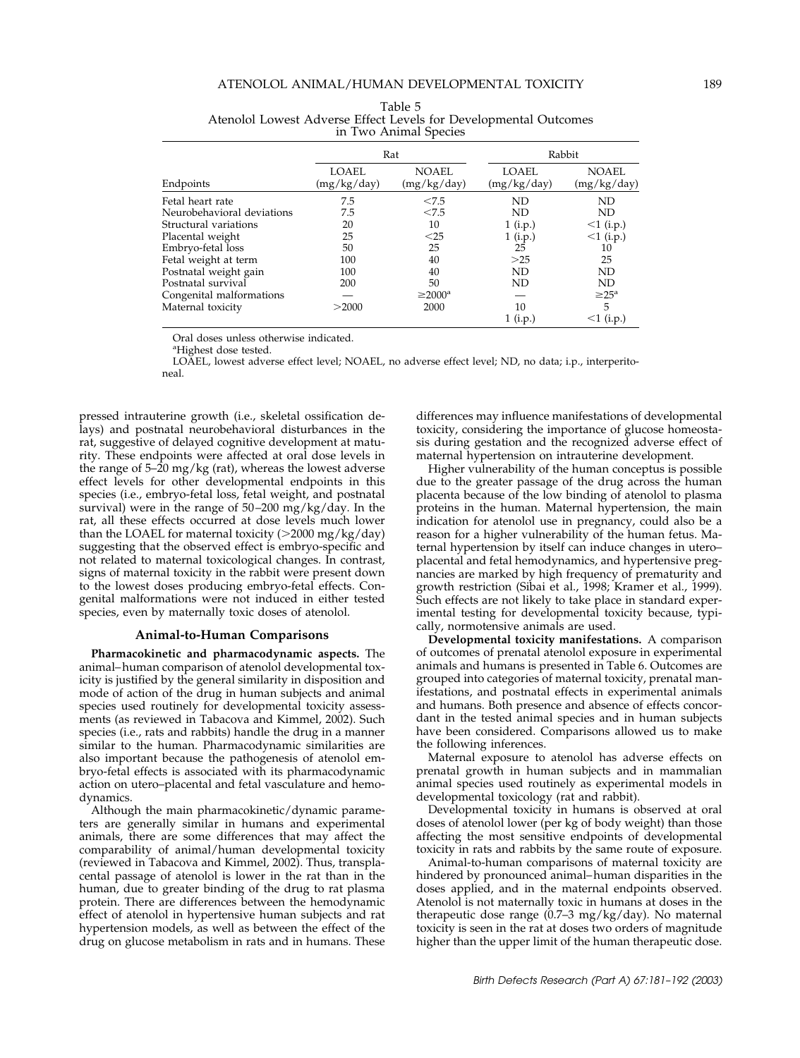Table 5
Atenolol Lowest Adverse Effect Levels for Developmental Outcomes in Two Animal Species

| | Rat | | Rabbit | |
|---|---|---|---|---|
| Endpoints | LOAEL (mg/kg/day) | NOAEL (mg/kg/day) | LOAEL (mg/kg/day) | NOAEL (mg/kg/day) |
| Fetal heart rate | 7.5 | <7.5 | ND | ND |
| Neurobehavioral deviations | 7.5 | <7.5 | ND | ND |
| Structural variations | 20 | 10 | 1 (i.p.) | <1 (i.p.) |
| Placental weight | 25 | <25 | 1 (i.p.) | <1 (i.p.) |
| Embryo-fetal loss | 50 | 25 | 25 | 10 |
| Fetal weight at term | 100 | 40 | >25 | 25 |
| Postnatal weight gain | 100 | 40 | ND | ND |
| Postnatal survival | 200 | 50 | ND | ND |
| Congenital malformations | — | ≥2000[a] | — | ≥25[a] |
| Maternal toxicity | >2000 | 2000 | 10<br>1 (i.p.) | 5<br><1 (i.p.) |

Oral doses unless otherwise indicated.

[a]Highest dose tested.

LOAEL, lowest adverse effect level; NOAEL, no adverse effect level; ND, no data; i.p., interperitoneal.

pressed intrauterine growth (i.e., skeletal ossification delays) and postnatal neurobehavioral disturbances in the rat, suggestive of delayed cognitive development at maturity. These endpoints were affected at oral dose levels in the range of 5–20 mg/kg (rat), whereas the lowest adverse effect levels for other developmental endpoints in this species (i.e., embryo-fetal loss, fetal weight, and postnatal survival) were in the range of 50–200 mg/kg/day. In the rat, all these effects occurred at dose levels much lower than the LOAEL for maternal toxicity (>2000 mg/kg/day) suggesting that the observed effect is embryo-specific and not related to maternal toxicological changes. In contrast, signs of maternal toxicity in the rabbit were present down to the lowest doses producing embryo-fetal effects. Congenital malformations were not induced in either tested species, even by maternally toxic doses of atenolol.

## Animal-to-Human Comparisons

**Pharmacokinetic and pharmacodynamic aspects.** The animal–human comparison of atenolol developmental toxicity is justified by the general similarity in disposition and mode of action of the drug in human subjects and animal species used routinely for developmental toxicity assessments (as reviewed in Tabacova and Kimmel, 2002). Such species (i.e., rats and rabbits) handle the drug in a manner similar to the human. Pharmacodynamic similarities are also important because the pathogenesis of atenolol embryo-fetal effects is associated with its pharmacodynamic action on utero–placental and fetal vasculature and hemodynamics.

Although the main pharmacokinetic/dynamic parameters are generally similar in humans and experimental animals, there are some differences that may affect the comparability of animal/human developmental toxicity (reviewed in Tabacova and Kimmel, 2002). Thus, transplacental passage of atenolol is lower in the rat than in the human, due to greater binding of the drug to rat plasma protein. There are differences between the hemodynamic effect of atenolol in hypertensive human subjects and rat hypertension models, as well as between the effect of the drug on glucose metabolism in rats and in humans. These differences may influence manifestations of developmental toxicity, considering the importance of glucose homeostasis during gestation and the recognized adverse effect of maternal hypertension on intrauterine development.

Higher vulnerability of the human conceptus is possible due to the greater passage of the drug across the human placenta because of the low binding of atenolol to plasma proteins in the human. Maternal hypertension, the main indication for atenolol use in pregnancy, could also be a reason for a higher vulnerability of the human fetus. Maternal hypertension by itself can induce changes in utero–placental and fetal hemodynamics, and hypertensive pregnancies are marked by high frequency of prematurity and growth restriction (Sibai et al., 1998; Kramer et al., 1999). Such effects are not likely to take place in standard experimental testing for developmental toxicity because, typically, normotensive animals are used.

**Developmental toxicity manifestations.** A comparison of outcomes of prenatal atenolol exposure in experimental animals and humans is presented in Table 6. Outcomes are grouped into categories of maternal toxicity, prenatal manifestations, and postnatal effects in experimental animals and humans. Both presence and absence of effects concordant in the tested animal species and in human subjects have been considered. Comparisons allowed us to make the following inferences.

Maternal exposure to atenolol has adverse effects on prenatal growth in human subjects and in mammalian animal species used routinely as experimental models in developmental toxicology (rat and rabbit).

Developmental toxicity in humans is observed at oral doses of atenolol lower (per kg of body weight) than those affecting the most sensitive endpoints of developmental toxicity in rats and rabbits by the same route of exposure.

Animal-to-human comparisons of maternal toxicity are hindered by pronounced animal–human disparities in the doses applied, and in the maternal endpoints observed. Atenolol is not maternally toxic in humans at doses in the therapeutic dose range (0.7–3 mg/kg/day). No maternal toxicity is seen in the rat at doses two orders of magnitude higher than the upper limit of the human therapeutic dose.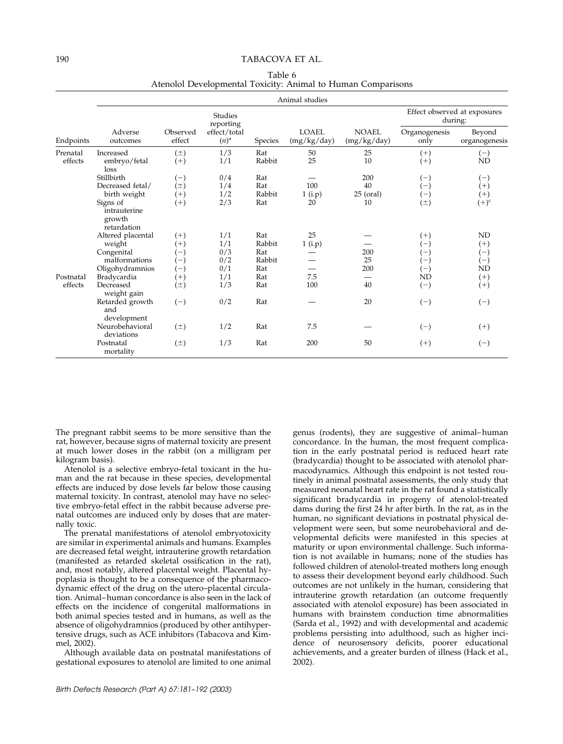Table 6
Atenolol Developmental Toxicity: Animal to Human Comparisons

| | Animal studies | | | | | | | |
|---|---|---|---|---|---|---|---|---|
| | | | | | | | Effect observed at exposures during: | |
| Endpoints | Adverse outcomes | Observed effect | Studies reporting effect/total $(n)$[a] | Species | LOAEL (mg/kg/day) | NOAEL (mg/kg/day) | Organogenesis only | Beyond organogenesis |
| Prenatal effects | Increased embryo/fetal loss | (±) | 1/3 | Rat | 50 | 25 | (+) | (−) |
| | | (+) | 1/1 | Rabbit | 25 | 10 | (+) | ND |
| | Stillbirth | (−) | 0/4 | Rat | — | 200 | (−) | (−) |
| | Decreased fetal/birth weight | (±) | 1/4 | Rat | 100 | 40 | (−) | (+) |
| | | (+) | 1/2 | Rabbit | 1 (i.p) | 25 (oral) | (−) | (+) |
| | Signs of intrauterine growth retardation | (+) | 2/3 | Rat | 20 | 10 | (±) | (+)[c] |
| | Altered placental weight | (+) | 1/1 | Rat | 25 | — | (+) | ND |
| | | (+) | 1/1 | Rabbit | 1 (i.p) | — | (−) | (+) |
| | Congenital malformations | (−) | 0/3 | Rat | — | 200 | (−) | (−) |
| | | (−) | 0/2 | Rabbit | — | 25 | (−) | (−) |
| | Oligohydramnios | (−) | 0/1 | Rat | — | 200 | (−) | ND |
| Postnatal effects | Bradycardia | (+) | 1/1 | Rat | 7.5 | — | ND | (+) |
| | Decreased weight gain | (±) | 1/3 | Rat | 100 | 40 | (−) | (+) |
| | Retarded growth and development | (−) | 0/2 | Rat | — | 20 | (−) | (−) |
| | Neurobehavioral deviations | (±) | 1/2 | Rat | 7.5 | — | (−) | (+) |
| | Postnatal mortality | (±) | 1/3 | Rat | 200 | 50 | (+) | (−) |

The pregnant rabbit seems to be more sensitive than the rat, however, because signs of maternal toxicity are present at much lower doses in the rabbit (on a milligram per kilogram basis).

Atenolol is a selective embryo-fetal toxicant in the human and the rat because in these species, developmental effects are induced by dose levels far below those causing maternal toxicity. In contrast, atenolol may have no selective embryo-fetal effect in the rabbit because adverse prenatal outcomes are induced only by doses that are maternally toxic.

The prenatal manifestations of atenolol embryotoxicity are similar in experimental animals and humans. Examples are decreased fetal weight, intrauterine growth retardation (manifested as retarded skeletal ossification in the rat), and, most notably, altered placental weight. Placental hypoplasia is thought to be a consequence of the pharmacodynamic effect of the drug on the utero–placental circulation. Animal–human concordance is also seen in the lack of effects on the incidence of congenital malformations in both animal species tested and in humans, as well as the absence of oligohydramnios (produced by other antihypertensive drugs, such as ACE inhibitors (Tabacova and Kimmel, 2002).

Although available data on postnatal manifestations of gestational exposures to atenolol are limited to one animal genus (rodents), they are suggestive of animal–human concordance. In the human, the most frequent complication in the early postnatal period is reduced heart rate (bradycardia) thought to be associated with atenolol pharmacodynamics. Although this endpoint is not tested routinely in animal postnatal assessments, the only study that measured neonatal heart rate in the rat found a statistically significant bradycardia in progeny of atenolol-treated dams during the first 24 hr after birth. In the rat, as in the human, no significant deviations in postnatal physical development were seen, but some neurobehavioral and developmental deficits were manifested in this species at maturity or upon environmental challenge. Such information is not available in humans; none of the studies has followed children of atenolol-treated mothers long enough to assess their development beyond early childhood. Such outcomes are not unlikely in the human, considering that intrauterine growth retardation (an outcome frequently associated with atenolol exposure) has been associated in humans with brainstem conduction time abnormalities (Sarda et al., 1992) and with developmental and academic problems persisting into adulthood, such as higher incidence of neurosensory deficits, poorer educational achievements, and a greater burden of illness (Hack et al., 2002).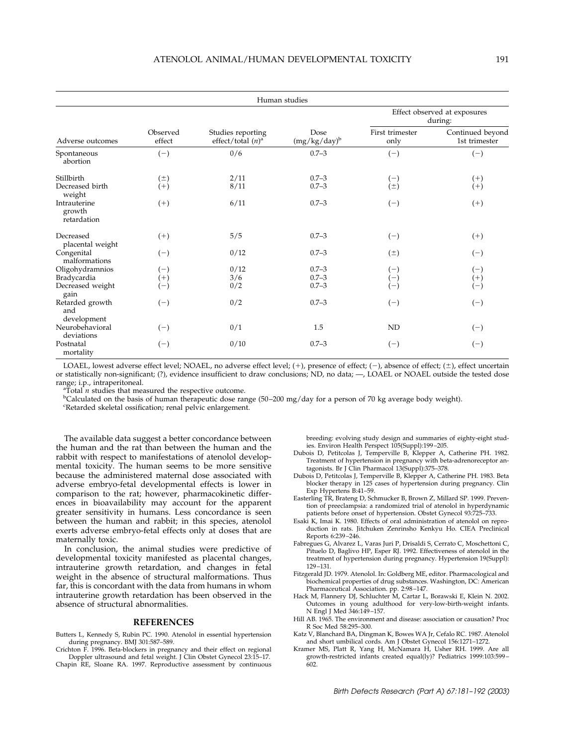| Human studies | | | | | |
|---|---|---|---|---|---|
| | | | | Effect observed at exposures during: | |
| Adverse outcomes | Observed effect | Studies reporting effect/total (n)[a] | Dose (mg/kg/day)[b] | First trimester only | Continued beyond 1st trimester |
| Spontaneous abortion | (−) | 0/6 | 0.7–3 | (−) | (−) |
| Stillbirth | (±) | 2/11 | 0.7–3 | (−) | (+) |
| Decreased birth weight | (+) | 8/11 | 0.7–3 | (±) | (+) |
| Intrauterine growth retardation | (+) | 6/11 | 0.7–3 | (−) | (+) |
| Decreased placental weight | (+) | 5/5 | 0.7–3 | (−) | (+) |
| Congenital malformations | (−) | 0/12 | 0.7–3 | (±) | (−) |
| Oligohydramnios | (−) | 0/12 | 0.7–3 | (−) | (−) |
| Bradycardia | (+) | 3/6 | 0.7–3 | (−) | (+) |
| Decreased weight gain | (−) | 0/2 | 0.7–3 | (−) | (−) |
| Retarded growth and development | (−) | 0/2 | 0.7–3 | (−) | (−) |
| Neurobehavioral deviations | (−) | 0/1 | 1.5 | ND | (−) |
| Postnatal mortality | (−) | 0/10 | 0.7–3 | (−) | (−) |

LOAEL, lowest adverse effect level; NOAEL, no adverse effect level; (+), presence of effect; (−), absence of effect; (±), effect uncertain or statistically non-significant; (?), evidence insufficient to draw conclusions; ND, no data; —, LOAEL or NOAEL outside the tested dose range; i.p., intraperitoneal.

[a]Total *n* studies that measured the respective outcome.

[b]Calculated on the basis of human therapeutic dose range (50–200 mg/day for a person of 70 kg average body weight).

[c]Retarded skeletal ossification; renal pelvic enlargement.

The available data suggest a better concordance between the human and the rat than between the human and the rabbit with respect to manifestations of atenolol developmental toxicity. The human seems to be more sensitive because the administered maternal dose associated with adverse embryo-fetal developmental effects is lower in comparison to the rat; however, pharmacokinetic differences in bioavailability may account for the apparent greater sensitivity in humans. Less concordance is seen between the human and rabbit; in this species, atenolol exerts adverse embryo-fetal effects only at doses that are maternally toxic.

In conclusion, the animal studies were predictive of developmental toxicity manifested as placental changes, intrauterine growth retardation, and changes in fetal weight in the absence of structural malformations. Thus far, this is concordant with the data from humans in whom intrauterine growth retardation has been observed in the absence of structural abnormalities.

## REFERENCES

Butters L, Kennedy S, Rubin PC. 1990. Atenolol in essential hypertension during pregnancy. BMJ 301:587–589.

Crichton F. 1996. Beta-blockers in pregnancy and their effect on regional Doppler ultrasound and fetal weight. J Clin Obstet Gynecol 23:15–17.

Chapin RE, Sloane RA. 1997. Reproductive assessment by continuous breeding: evolving study design and summaries of eighty-eight studies. Environ Health Perspect 105(Suppl):199–205.

Dubois D, Petitcolas J, Temperville B, Klepper A, Catherine PH. 1982. Treatment of hypertension in pregnancy with beta-adrenoreceptor antagonists. Br J Clin Pharmacol 13(Suppl):375–378.

Dubois D, Petitcolas J, Temperville B, Klepper A, Catherine PH. 1983. Beta blocker therapy in 125 cases of hypertension during pregnancy. Clin Exp Hypertens B:41–59.

Easterling TR, Brateng D, Schmucker B, Brown Z, Millard SP. 1999. Prevention of preeclampsia: a randomized trial of atenolol in hyperdynamic patients before onset of hypertension. Obstet Gynecol 93:725–733.

Esaki K, Imai K. 1980. Effects of oral administration of atenolol on reproduction in rats. Jitchuken Zenrinsho Kenkyu Ho. CIEA Preclinical Reports 6:239–246.

Fabregues G, Alvarez L, Varas Juri P, Drisaldi S, Cerrato C, Moschettoni C, Pituelo D, Baglivo HP, Esper RJ. 1992. Effectiveness of atenolol in the treatment of hypertension during pregnancy. Hypertension 19(Suppl):129–131.

Fitzgerald JD. 1979. Atenolol. In: Goldberg ME, editor. Pharmacological and biochemical properties of drug substances. Washington, DC: American Pharmaceutical Association. pp. 2:98–147.

Hack M, Flannery DJ, Schluchter M, Cartar L, Borawski E, Klein N. 2002. Outcomes in young adulthood for very-low-birth-weight infants. N Engl J Med 346:149–157.

Hill AB. 1965. The environment and disease: association or causation? Proc R Soc Med 58:295–300.

Katz V, Blanchard BA, Dingman K, Bowes WA Jr, Cefalo RC. 1987. Atenolol and short umbilical cords. Am J Obstet Gynecol 156:1271–1272.

Kramer MS, Platt R, Yang H, McNamara H, Usher RH. 1999. Are all growth-restricted infants created equal(ly)? Pediatrics 1999:103:599–602.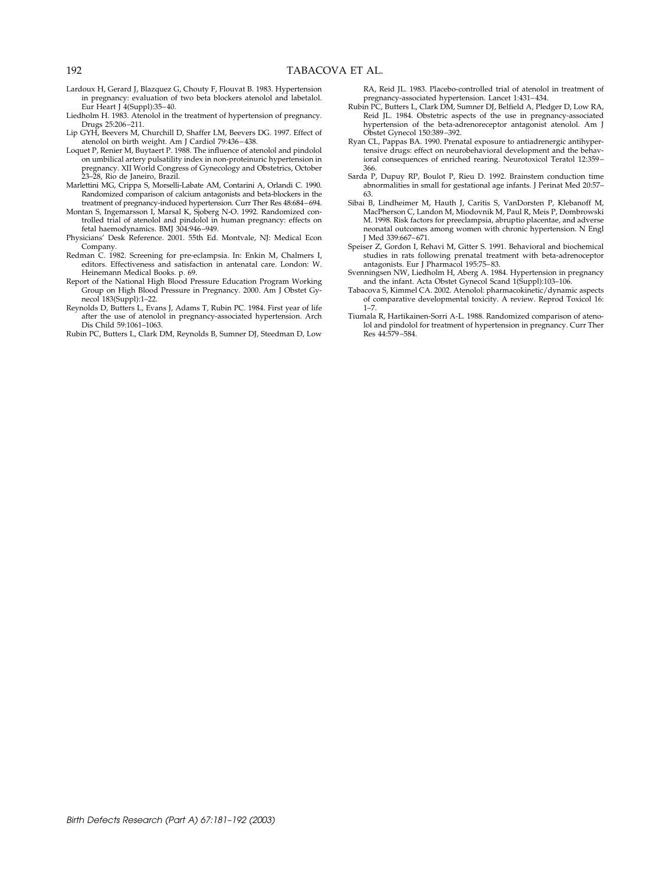Lardoux H, Gerard J, Blazquez G, Chouty F, Flouvat B. 1983. Hypertension in pregnancy: evaluation of two beta blockers atenolol and labetalol. Eur Heart J 4(Suppl):35–40.

Liedholm H. 1983. Atenolol in the treatment of hypertension of pregnancy. Drugs 25:206–211.

Lip GYH, Beevers M, Churchill D, Shaffer LM, Beevers DG. 1997. Effect of atenolol on birth weight. Am J Cardiol 79:436–438.

Loquet P, Renier M, Buytaert P. 1988. The influence of atenolol and pindolol on umbilical artery pulsatility index in non-proteinuric hypertension in pregnancy. XII World Congress of Gynecology and Obstetrics, October 23–28, Rio de Janeiro, Brazil.

Marlettini MG, Crippa S, Morselli-Labate AM, Contarini A, Orlandi C. 1990. Randomized comparison of calcium antagonists and beta-blockers in the treatment of pregnancy-induced hypertension. Curr Ther Res 48:684–694.

Montan S, Ingemarsson I, Marsal K, Sjoberg N-O. 1992. Randomized controlled trial of atenolol and pindolol in human pregnancy: effects on fetal haemodynamics. BMJ 304:946–949.

Physicians' Desk Reference. 2001. 55th Ed. Montvale, NJ: Medical Econ Company.

Redman C. 1982. Screening for pre-eclampsia. In: Enkin M, Chalmers I, editors. Effectiveness and satisfaction in antenatal care. London: W. Heinemann Medical Books. p. 69.

Report of the National High Blood Pressure Education Program Working Group on High Blood Pressure in Pregnancy. 2000. Am J Obstet Gynecol 183(Suppl):1–22.

Reynolds D, Butters L, Evans J, Adams T, Rubin PC. 1984. First year of life after the use of atenolol in pregnancy-associated hypertension. Arch Dis Child 59:1061–1063.

Rubin PC, Butters L, Clark DM, Reynolds B, Sumner DJ, Steedman D, Low RA, Reid JL. 1983. Placebo-controlled trial of atenolol in treatment of pregnancy-associated hypertension. Lancet 1:431–434.

Rubin PC, Butters L, Clark DM, Sumner DJ, Belfield A, Pledger D, Low RA, Reid JL. 1984. Obstetric aspects of the use in pregnancy-associated hypertension of the beta-adrenoreceptor antagonist atenolol. Am J Obstet Gynecol 150:389–392.

Ryan CL, Pappas BA. 1990. Prenatal exposure to antiadrenergic antihypertensive drugs: effect on neurobehavioral development and the behavioral consequences of enriched rearing. Neurotoxicol Teratol 12:359–366.

Sarda P, Dupuy RP, Boulot P, Rieu D. 1992. Brainstem conduction time abnormalities in small for gestational age infants. J Perinat Med 20:57–63.

Sibai B, Lindheimer M, Hauth J, Caritis S, VanDorsten P, Klebanoff M, MacPherson C, Landon M, Miodovnik M, Paul R, Meis P, Dombrowski M. 1998. Risk factors for preeclampsia, abruptio placentae, and adverse neonatal outcomes among women with chronic hypertension. N Engl J Med 339:667–671.

Speiser Z, Gordon I, Rehavi M, Gitter S. 1991. Behavioral and biochemical studies in rats following prenatal treatment with beta-adrenoceptor antagonists. Eur J Pharmacol 195:75–83.

Svenningsen NW, Liedholm H, Aberg A. 1984. Hypertension in pregnancy and the infant. Acta Obstet Gynecol Scand 1(Suppl):103–106.

Tabacova S, Kimmel CA. 2002. Atenolol: pharmacokinetic/dynamic aspects of comparative developmental toxicity. A review. Reprod Toxicol 16: 1–7.

Tiumala R, Hartikainen-Sorri A-L. 1988. Randomized comparison of atenolol and pindolol for treatment of hypertension in pregnancy. Curr Ther Res 44:579–584.